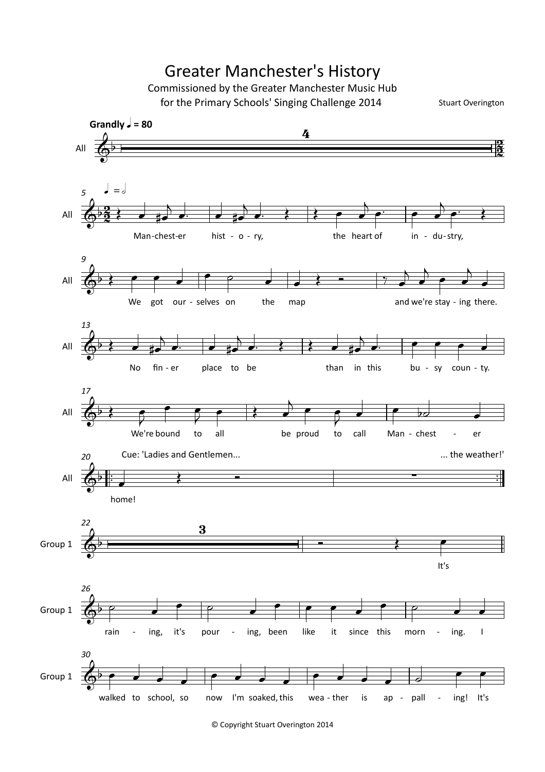# Greater Manchester's History

Commissioned by the Greater Manchester Music Hub
for the Primary Schools' Singing Challenge 2014

Stuart Overington

**Grandly** ♩ = 80

All

Man-chest-er hist - o - ry, the heart of in - du - stry,

We got our - selves on the map and we're stay - ing there.

No fin - er place to be than in this bu - sy coun - ty.

We're bound to all be proud to call Man - chest - er

Cue: 'Ladies and Gentlemen... ... the weather!'

home!

Group 1

It's

rain - ing, it's pour - ing, been like it since this morn - ing. I

walked to school, so now I'm soaked, this wea - ther is ap - pall - ing! It's

© Copyright Stuart Overington 2014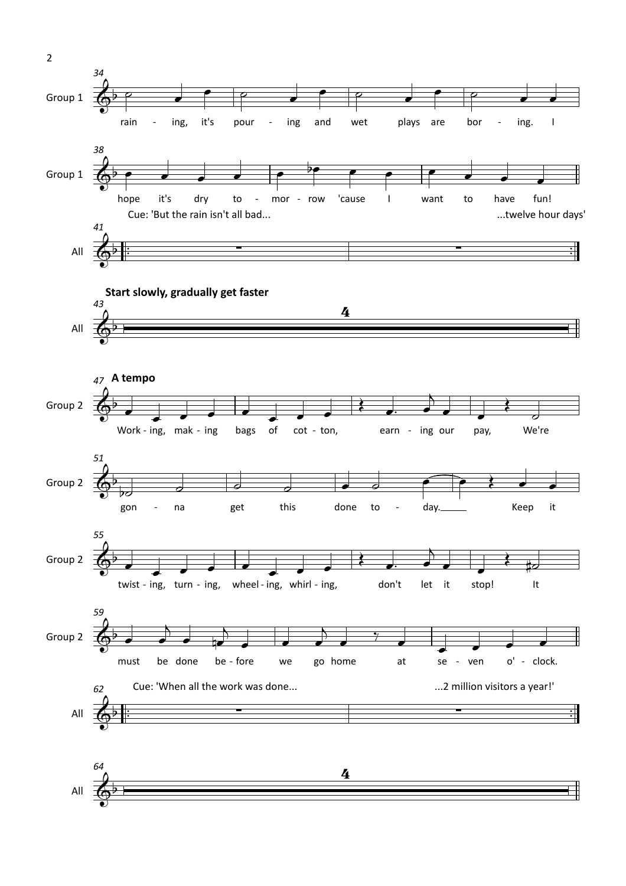Group 1

rain - ing, it's pour - ing and wet plays are bor - ing. I

hope it's dry to - mor - row 'cause I want to have fun!

Cue: 'But the rain isn't all bad... ...twelve hour days'

All

**Start slowly, gradually get faster**

All

**A tempo**

Group 2

Work - ing, mak - ing bags of cot - ton, earn - ing our pay, We're

gon - na get this done to - day. Keep it

twist - ing, turn - ing, wheel - ing, whirl - ing, don't let it stop! It

must be done be - fore we go home at se - ven o' - clock.

Cue: 'When all the work was done... ...2 million visitors a year!'

All

All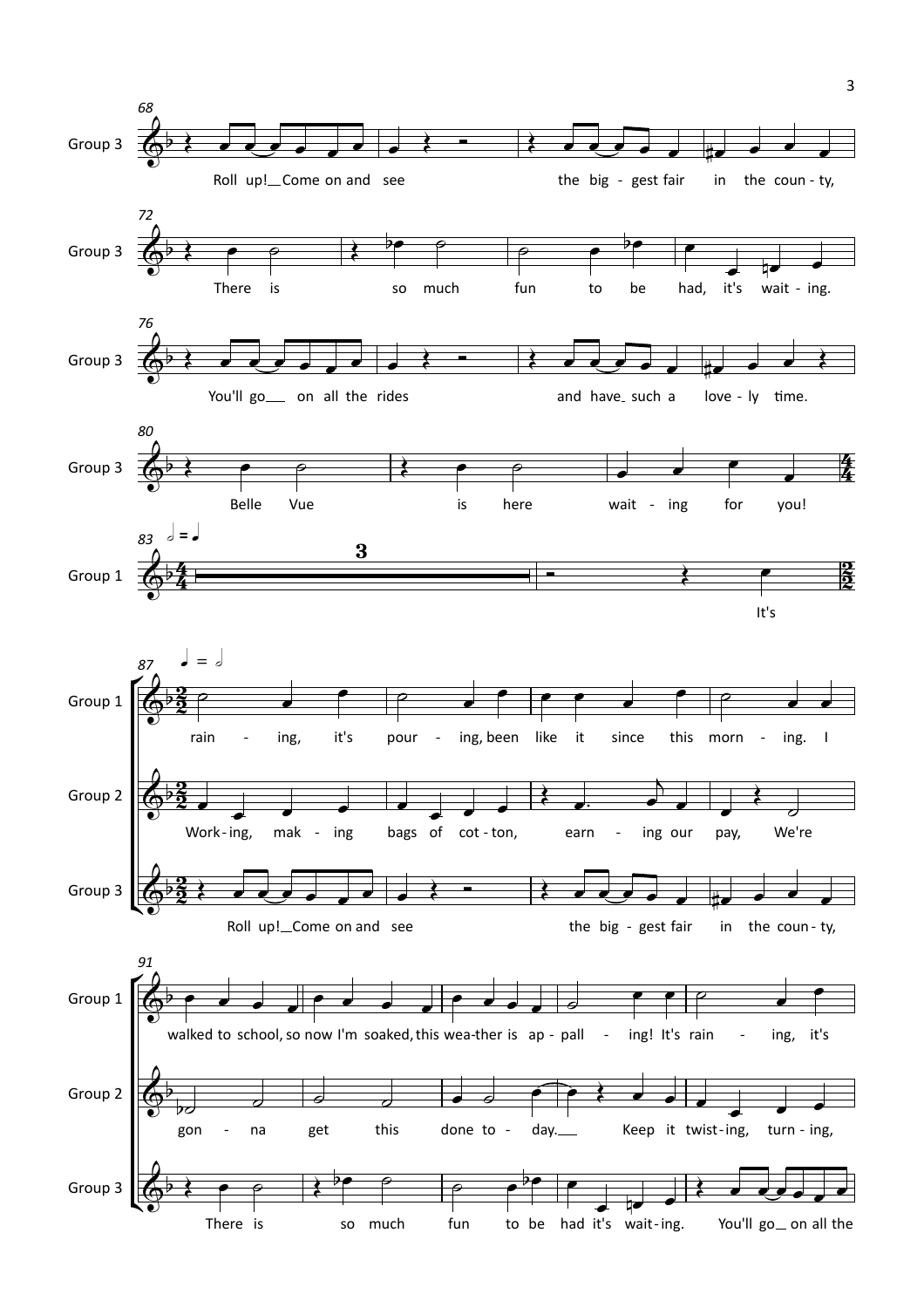68

Group 3: Roll up! Come on and see the big - gest fair in the coun - ty,

72

Group 3: There is so much fun to be had, it's wait - ing.

76

Group 3: You'll go on all the rides and have such a love - ly time.

80

Group 3: Belle Vue is here wait - ing for you!

83 ♩ = ♩

Group 1: 3 It's

87 ♩ = 𝅗𝅥

Group 1: rain - ing, it's pour - ing, been like it since this morn - ing. I

Group 2: Work - ing, mak - ing bags of cot - ton, earn - ing our pay, We're

Group 3: Roll up! Come on and see the big - gest fair in the coun - ty,

91

Group 1: walked to school, so now I'm soaked, this wea - ther is ap - pall - ing! It's rain - ing, it's

Group 2: gon - na get this done to - day. Keep it twist - ing, turn - ing,

Group 3: There is so much fun to be had it's wait - ing. You'll go on all the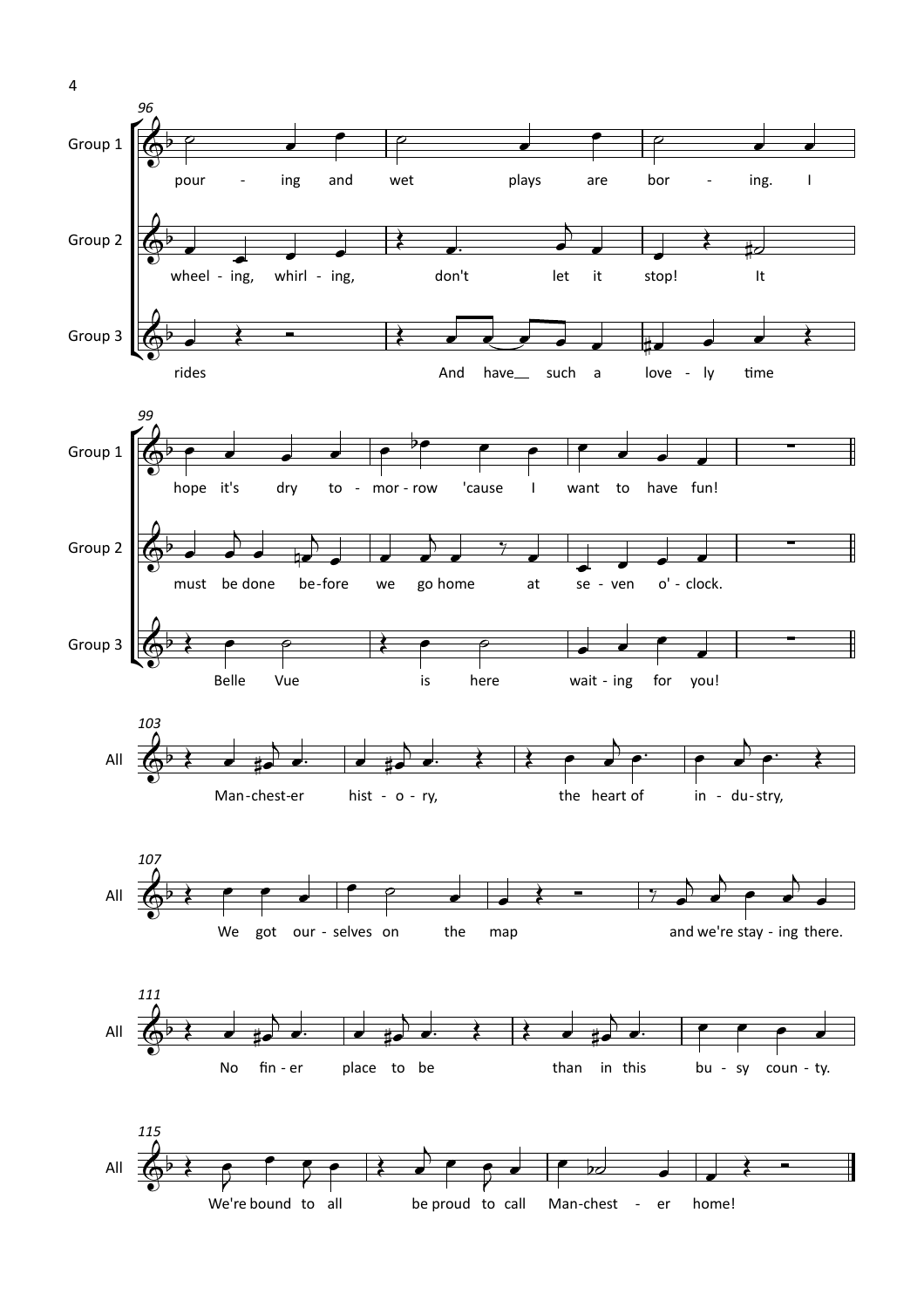96

Group 1: pour - ing and wet plays are bor - ing. I

Group 2: wheel - ing, whirl - ing, don't let it stop! It

Group 3: rides And have such a love - ly time

99

Group 1: hope it's dry to - mor - row 'cause I want to have fun!

Group 2: must be done be - fore we go home at se - ven o' - clock.

Group 3: Belle Vue is here wait - ing for you!

103

All: Man - chest - er hist - o - ry, the heart of in - du - stry,

107

All: We got our - selves on the map and we're stay - ing there.

111

All: No fin - er place to be than in this bu - sy coun - ty.

115

All: We're bound to all be proud to call Man - chest - er home!